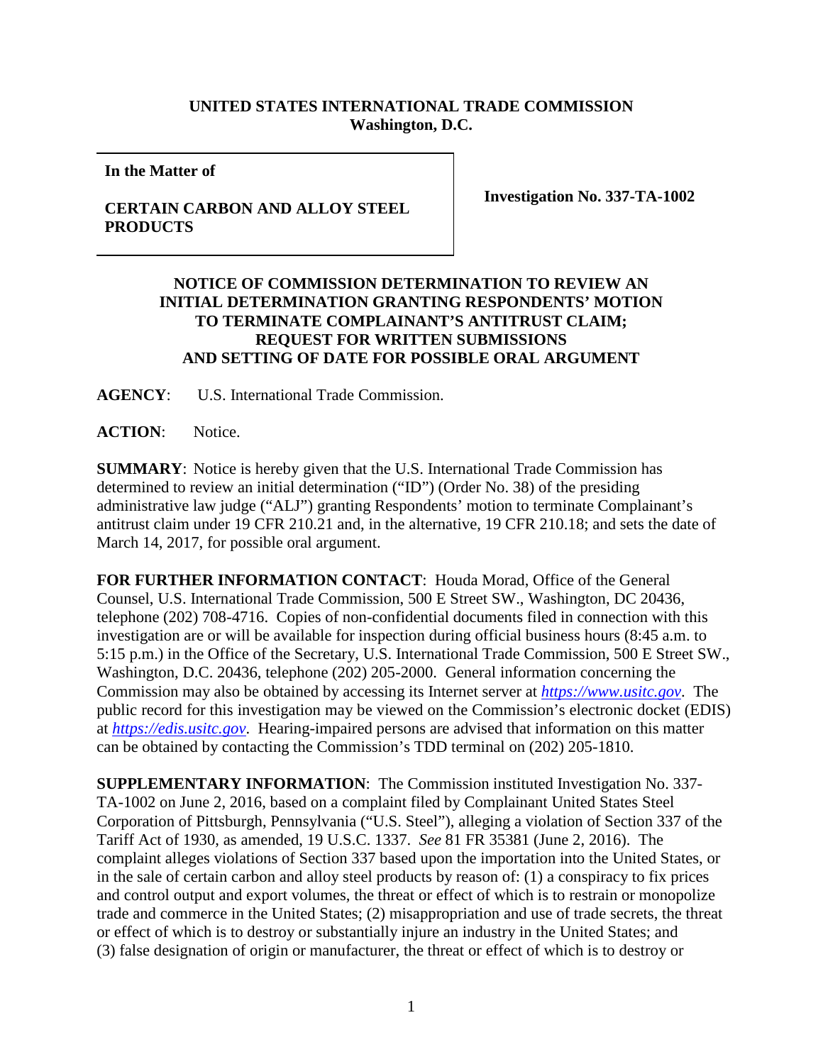**UNITED STATES INTERNATIONAL TRADE COMMISSION**
**Washington, D.C.**

| | |
|---|---|
| **In the Matter of**<br><br>**CERTAIN CARBON AND ALLOY STEEL PRODUCTS** | **Investigation No. 337-TA-1002** |

**NOTICE OF COMMISSION DETERMINATION TO REVIEW AN INITIAL DETERMINATION GRANTING RESPONDENTS' MOTION TO TERMINATE COMPLAINANT'S ANTITRUST CLAIM; REQUEST FOR WRITTEN SUBMISSIONS AND SETTING OF DATE FOR POSSIBLE ORAL ARGUMENT**

**AGENCY**: U.S. International Trade Commission.

**ACTION**: Notice.

**SUMMARY**: Notice is hereby given that the U.S. International Trade Commission has determined to review an initial determination ("ID") (Order No. 38) of the presiding administrative law judge ("ALJ") granting Respondents' motion to terminate Complainant's antitrust claim under 19 CFR 210.21 and, in the alternative, 19 CFR 210.18; and sets the date of March 14, 2017, for possible oral argument.

**FOR FURTHER INFORMATION CONTACT**: Houda Morad, Office of the General Counsel, U.S. International Trade Commission, 500 E Street SW., Washington, DC 20436, telephone (202) 708-4716. Copies of non-confidential documents filed in connection with this investigation are or will be available for inspection during official business hours (8:45 a.m. to 5:15 p.m.) in the Office of the Secretary, U.S. International Trade Commission, 500 E Street SW., Washington, D.C. 20436, telephone (202) 205-2000. General information concerning the Commission may also be obtained by accessing its Internet server at *https://www.usitc.gov*. The public record for this investigation may be viewed on the Commission's electronic docket (EDIS) at *https://edis.usitc.gov*. Hearing-impaired persons are advised that information on this matter can be obtained by contacting the Commission's TDD terminal on (202) 205-1810.

**SUPPLEMENTARY INFORMATION**: The Commission instituted Investigation No. 337-TA-1002 on June 2, 2016, based on a complaint filed by Complainant United States Steel Corporation of Pittsburgh, Pennsylvania ("U.S. Steel"), alleging a violation of Section 337 of the Tariff Act of 1930, as amended, 19 U.S.C. 1337. *See* 81 FR 35381 (June 2, 2016). The complaint alleges violations of Section 337 based upon the importation into the United States, or in the sale of certain carbon and alloy steel products by reason of: (1) a conspiracy to fix prices and control output and export volumes, the threat or effect of which is to restrain or monopolize trade and commerce in the United States; (2) misappropriation and use of trade secrets, the threat or effect of which is to destroy or substantially injure an industry in the United States; and (3) false designation of origin or manufacturer, the threat or effect of which is to destroy or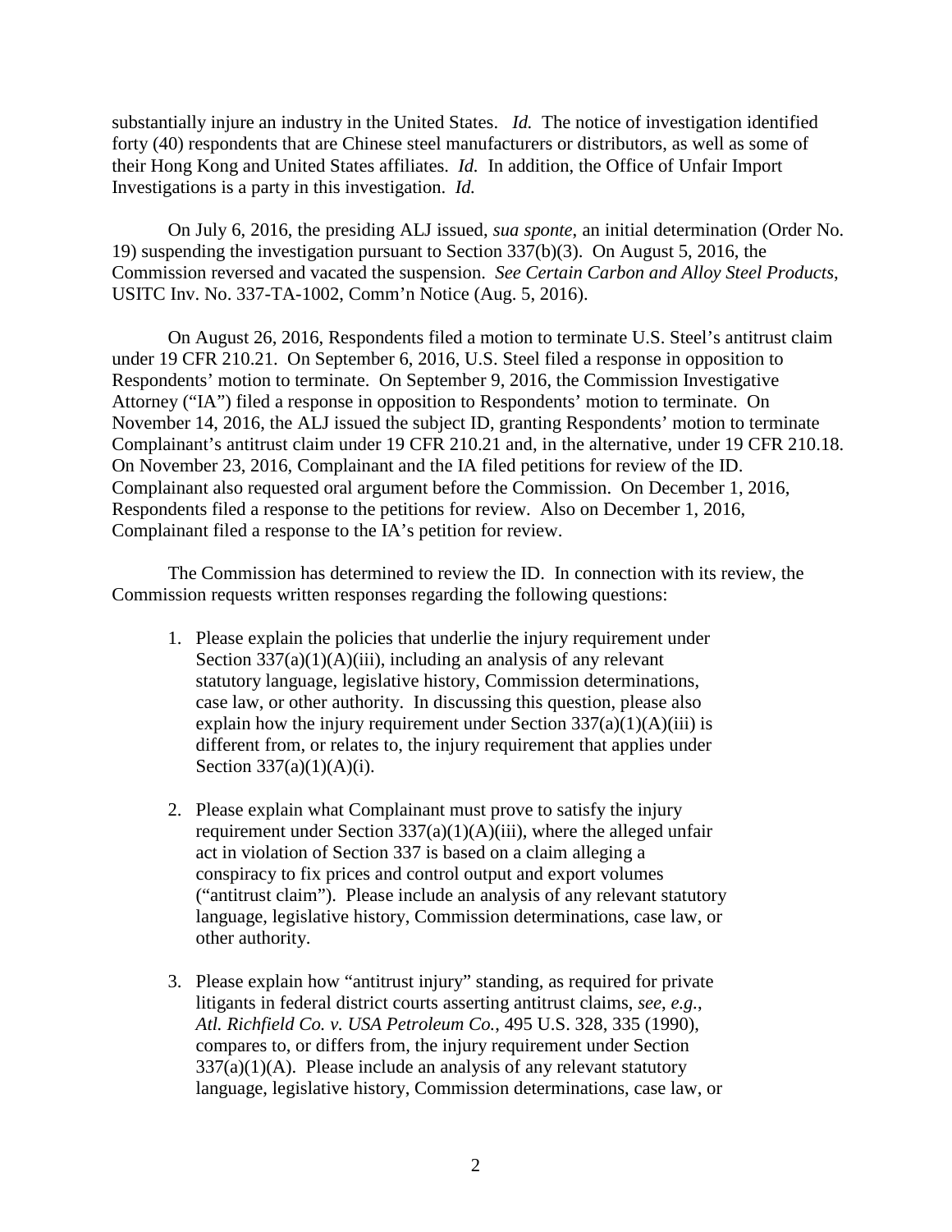substantially injure an industry in the United States. *Id.* The notice of investigation identified forty (40) respondents that are Chinese steel manufacturers or distributors, as well as some of their Hong Kong and United States affiliates. *Id.* In addition, the Office of Unfair Import Investigations is a party in this investigation. *Id.*

On July 6, 2016, the presiding ALJ issued, *sua sponte*, an initial determination (Order No. 19) suspending the investigation pursuant to Section 337(b)(3). On August 5, 2016, the Commission reversed and vacated the suspension. *See Certain Carbon and Alloy Steel Products*, USITC Inv. No. 337-TA-1002, Comm'n Notice (Aug. 5, 2016).

On August 26, 2016, Respondents filed a motion to terminate U.S. Steel's antitrust claim under 19 CFR 210.21. On September 6, 2016, U.S. Steel filed a response in opposition to Respondents' motion to terminate. On September 9, 2016, the Commission Investigative Attorney ("IA") filed a response in opposition to Respondents' motion to terminate. On November 14, 2016, the ALJ issued the subject ID, granting Respondents' motion to terminate Complainant's antitrust claim under 19 CFR 210.21 and, in the alternative, under 19 CFR 210.18. On November 23, 2016, Complainant and the IA filed petitions for review of the ID. Complainant also requested oral argument before the Commission. On December 1, 2016, Respondents filed a response to the petitions for review. Also on December 1, 2016, Complainant filed a response to the IA's petition for review.

The Commission has determined to review the ID. In connection with its review, the Commission requests written responses regarding the following questions:

1. Please explain the policies that underlie the injury requirement under Section 337(a)(1)(A)(iii), including an analysis of any relevant statutory language, legislative history, Commission determinations, case law, or other authority. In discussing this question, please also explain how the injury requirement under Section 337(a)(1)(A)(iii) is different from, or relates to, the injury requirement that applies under Section 337(a)(1)(A)(i).

2. Please explain what Complainant must prove to satisfy the injury requirement under Section 337(a)(1)(A)(iii), where the alleged unfair act in violation of Section 337 is based on a claim alleging a conspiracy to fix prices and control output and export volumes ("antitrust claim"). Please include an analysis of any relevant statutory language, legislative history, Commission determinations, case law, or other authority.

3. Please explain how "antitrust injury" standing, as required for private litigants in federal district courts asserting antitrust claims, *see*, *e.g.*, *Atl. Richfield Co. v. USA Petroleum Co.*, 495 U.S. 328, 335 (1990), compares to, or differs from, the injury requirement under Section 337(a)(1)(A). Please include an analysis of any relevant statutory language, legislative history, Commission determinations, case law, or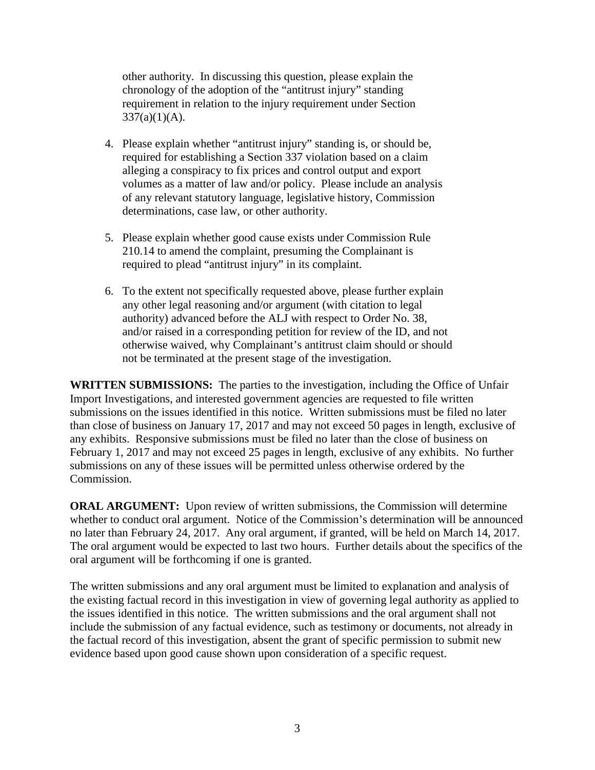other authority. In discussing this question, please explain the chronology of the adoption of the "antitrust injury" standing requirement in relation to the injury requirement under Section 337(a)(1)(A).

4. Please explain whether "antitrust injury" standing is, or should be, required for establishing a Section 337 violation based on a claim alleging a conspiracy to fix prices and control output and export volumes as a matter of law and/or policy. Please include an analysis of any relevant statutory language, legislative history, Commission determinations, case law, or other authority.

5. Please explain whether good cause exists under Commission Rule 210.14 to amend the complaint, presuming the Complainant is required to plead "antitrust injury" in its complaint.

6. To the extent not specifically requested above, please further explain any other legal reasoning and/or argument (with citation to legal authority) advanced before the ALJ with respect to Order No. 38, and/or raised in a corresponding petition for review of the ID, and not otherwise waived, why Complainant's antitrust claim should or should not be terminated at the present stage of the investigation.

**WRITTEN SUBMISSIONS:** The parties to the investigation, including the Office of Unfair Import Investigations, and interested government agencies are requested to file written submissions on the issues identified in this notice. Written submissions must be filed no later than close of business on January 17, 2017 and may not exceed 50 pages in length, exclusive of any exhibits. Responsive submissions must be filed no later than the close of business on February 1, 2017 and may not exceed 25 pages in length, exclusive of any exhibits. No further submissions on any of these issues will be permitted unless otherwise ordered by the Commission.

**ORAL ARGUMENT:** Upon review of written submissions, the Commission will determine whether to conduct oral argument. Notice of the Commission's determination will be announced no later than February 24, 2017. Any oral argument, if granted, will be held on March 14, 2017. The oral argument would be expected to last two hours. Further details about the specifics of the oral argument will be forthcoming if one is granted.

The written submissions and any oral argument must be limited to explanation and analysis of the existing factual record in this investigation in view of governing legal authority as applied to the issues identified in this notice. The written submissions and the oral argument shall not include the submission of any factual evidence, such as testimony or documents, not already in the factual record of this investigation, absent the grant of specific permission to submit new evidence based upon good cause shown upon consideration of a specific request.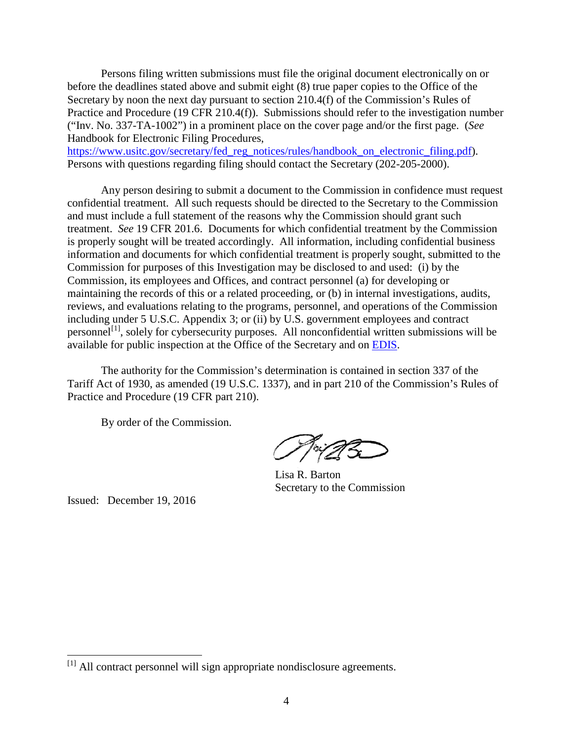Persons filing written submissions must file the original document electronically on or before the deadlines stated above and submit eight (8) true paper copies to the Office of the Secretary by noon the next day pursuant to section 210.4(f) of the Commission's Rules of Practice and Procedure (19 CFR 210.4(f)). Submissions should refer to the investigation number ("Inv. No. 337-TA-1002") in a prominent place on the cover page and/or the first page. (*See* Handbook for Electronic Filing Procedures, https://www.usitc.gov/secretary/fed_reg_notices/rules/handbook_on_electronic_filing.pdf). Persons with questions regarding filing should contact the Secretary (202-205-2000).

Any person desiring to submit a document to the Commission in confidence must request confidential treatment. All such requests should be directed to the Secretary to the Commission and must include a full statement of the reasons why the Commission should grant such treatment. *See* 19 CFR 201.6. Documents for which confidential treatment by the Commission is properly sought will be treated accordingly. All information, including confidential business information and documents for which confidential treatment is properly sought, submitted to the Commission for purposes of this Investigation may be disclosed to and used: (i) by the Commission, its employees and Offices, and contract personnel (a) for developing or maintaining the records of this or a related proceeding, or (b) in internal investigations, audits, reviews, and evaluations relating to the programs, personnel, and operations of the Commission including under 5 U.S.C. Appendix 3; or (ii) by U.S. government employees and contract personnel[1], solely for cybersecurity purposes. All nonconfidential written submissions will be available for public inspection at the Office of the Secretary and on EDIS.

The authority for the Commission's determination is contained in section 337 of the Tariff Act of 1930, as amended (19 U.S.C. 1337), and in part 210 of the Commission's Rules of Practice and Procedure (19 CFR part 210).

By order of the Commission.

Lisa R. Barton
Secretary to the Commission

Issued: December 19, 2016

[1] All contract personnel will sign appropriate nondisclosure agreements.